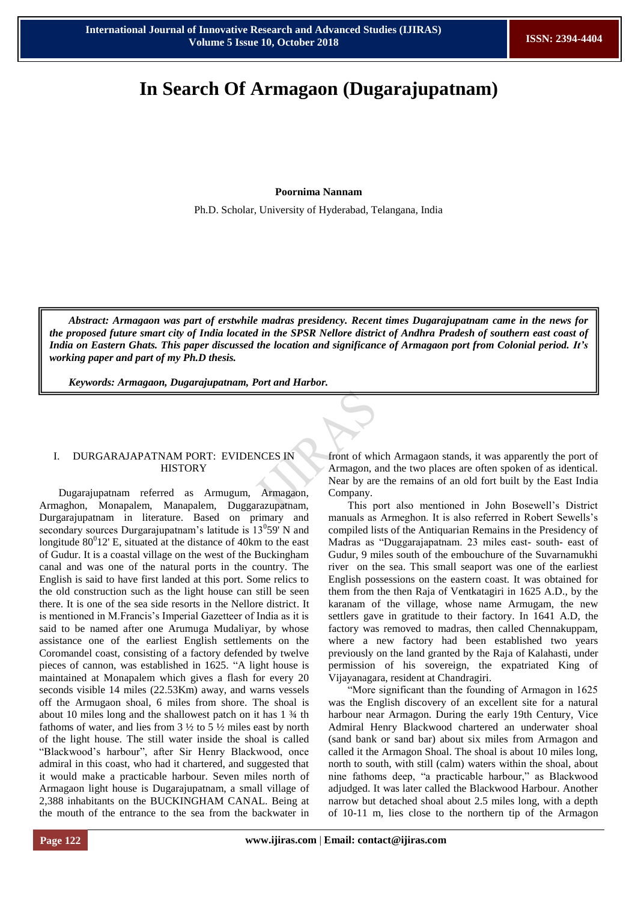# In Search Of Armagaon (Dugarajupatnam)

**Poornima Nannam**

Ph.D. Scholar, University of Hyderabad, Telangana, India

***Abstract:** Armagaon was part of erstwhile madras presidency. Recent times Dugarajupatnam came in the news for the proposed future smart city of India located in the SPSR Nellore district of Andhra Pradesh of southern east coast of India on Eastern Ghats. This paper discussed the location and significance of Armagaon port from Colonial period. It's working paper and part of my Ph.D thesis.*

***Keywords:** Armagaon, Dugarajupatnam, Port and Harbor.*

## I. DURGARAJAPATNAM PORT: EVIDENCES IN HISTORY

Dugarajupatnam referred as Armugum, Armagaon, Armaghon, Monapalem, Manapalem, Duggarazupatnam, Durgarajupatnam in literature. Based on primary and secondary sources Durgarajupatnam's latitude is $13^{0}59'$ N and longitude $80^{0}12'$ E, situated at the distance of 40km to the east of Gudur. It is a coastal village on the west of the Buckingham canal and was one of the natural ports in the country. The English is said to have first landed at this port. Some relics to the old construction such as the light house can still be seen there. It is one of the sea side resorts in the Nellore district. It is mentioned in M.Francis's Imperial Gazetteer of India as it is said to be named after one Arumuga Mudaliyar, by whose assistance one of the earliest English settlements on the Coromandel coast, consisting of a factory defended by twelve pieces of cannon, was established in 1625. "A light house is maintained at Monapalem which gives a flash for every 20 seconds visible 14 miles (22.53Km) away, and warns vessels off the Armugaon shoal, 6 miles from shore. The shoal is about 10 miles long and the shallowest patch on it has 1 ¾ th fathoms of water, and lies from 3 ½ to 5 ½ miles east by north of the light house. The still water inside the shoal is called "Blackwood's harbour", after Sir Henry Blackwood, once admiral in this coast, who had it chartered, and suggested that it would make a practicable harbour. Seven miles north of Armagaon light house is Dugarajupatnam, a small village of 2,388 inhabitants on the BUCKINGHAM CANAL. Being at the mouth of the entrance to the sea from the backwater in front of which Armagaon stands, it was apparently the port of Armagon, and the two places are often spoken of as identical. Near by are the remains of an old fort built by the East India Company.

This port also mentioned in John Bosewell's District manuals as Armeghon. It is also referred in Robert Sewells's compiled lists of the Antiquarian Remains in the Presidency of Madras as "Duggarajapatnam. 23 miles east- south- east of Gudur, 9 miles south of the embouchure of the Suvarnamukhi river on the sea. This small seaport was one of the earliest English possessions on the eastern coast. It was obtained for them from the then Raja of Ventkatagiri in 1625 A.D., by the karanam of the village, whose name Armugam, the new settlers gave in gratitude to their factory. In 1641 A.D, the factory was removed to madras, then called Chennakuppam, where a new factory had been established two years previously on the land granted by the Raja of Kalahasti, under permission of his sovereign, the expatriated King of Vijayanagara, resident at Chandragiri.

"More significant than the founding of Armagon in 1625 was the English discovery of an excellent site for a natural harbour near Armagon. During the early 19th Century, Vice Admiral Henry Blackwood chartered an underwater shoal (sand bank or sand bar) about six miles from Armagon and called it the Armagon Shoal. The shoal is about 10 miles long, north to south, with still (calm) waters within the shoal, about nine fathoms deep, "a practicable harbour," as Blackwood adjudged. It was later called the Blackwood Harbour. Another narrow but detached shoal about 2.5 miles long, with a depth of 10-11 m, lies close to the northern tip of the Armagon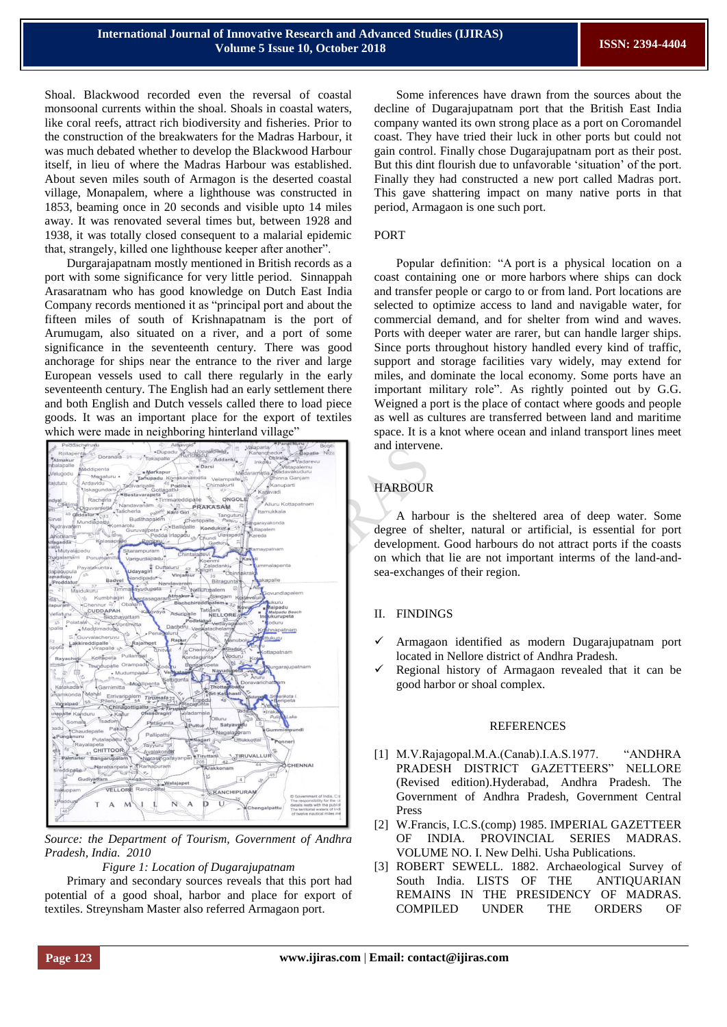Shoal. Blackwood recorded even the reversal of coastal monsoonal currents within the shoal. Shoals in coastal waters, like coral reefs, attract rich biodiversity and fisheries. Prior to the construction of the breakwaters for the Madras Harbour, it was much debated whether to develop the Blackwood Harbour itself, in lieu of where the Madras Harbour was established. About seven miles south of Armagon is the deserted coastal village, Monapalem, where a lighthouse was constructed in 1853, beaming once in 20 seconds and visible upto 14 miles away. It was renovated several times but, between 1928 and 1938, it was totally closed consequent to a malarial epidemic that, strangely, killed one lighthouse keeper after another".

Durgarajapatnam mostly mentioned in British records as a port with some significance for very little period. Sinnappah Arasaratnam who has good knowledge on Dutch East India Company records mentioned it as "principal port and about the fifteen miles of south of Krishnapatnam is the port of Arumugam, also situated on a river, and a port of some significance in the seventeenth century. There was good anchorage for ships near the entrance to the river and large European vessels used to call there regularly in the early seventeenth century. The English had an early settlement there and both English and Dutch vessels called there to load piece goods. It was an important place for the export of textiles which were made in neighboring hinterland village"

*Source: the Department of Tourism, Government of Andhra Pradesh, India. 2010*

*Figure 1: Location of Dugarajupatnam*

Primary and secondary sources reveals that this port had potential of a good shoal, harbor and place for export of textiles. Streynsham Master also referred Armagaon port.

Some inferences have drawn from the sources about the decline of Dugarajupatnam port that the British East India company wanted its own strong place as a port on Coromandel coast. They have tried their luck in other ports but could not gain control. Finally chose Dugarajupatnam port as their post. But this dint flourish due to unfavorable 'situation' of the port. Finally they had constructed a new port called Madras port. This gave shattering impact on many native ports in that period, Armagaon is one such port.

PORT

Popular definition: "A port is a physical location on a coast containing one or more harbors where ships can dock and transfer people or cargo to or from land. Port locations are selected to optimize access to land and navigable water, for commercial demand, and for shelter from wind and waves. Ports with deeper water are rarer, but can handle larger ships. Since ports throughout history handled every kind of traffic, support and storage facilities vary widely, may extend for miles, and dominate the local economy. Some ports have an important military role". As rightly pointed out by G.G. Weigned a port is the place of contact where goods and people as well as cultures are transferred between land and maritime space. It is a knot where ocean and inland transport lines meet and intervene.

HARBOUR

A harbour is the sheltered area of deep water. Some degree of shelter, natural or artificial, is essential for port development. Good harbours do not attract ports if the coasts on which that lie are not important interms of the land-and-sea-exchanges of their region.

## II. FINDINGS

- ✓ Armagaon identified as modern Dugarajupatnam port located in Nellore district of Andhra Pradesh.
- ✓ Regional history of Armagaon revealed that it can be good harbor or shoal complex.

## REFERENCES

[1] M.V.Rajagopal.M.A.(Canab).I.A.S.1977. "ANDHRA PRADESH DISTRICT GAZETTEERS" NELLORE (Revised edition).Hyderabad, Andhra Pradesh. The Government of Andhra Pradesh, Government Central Press

[2] W.Francis, I.C.S.(comp) 1985. IMPERIAL GAZETTEER OF INDIA. PROVINCIAL SERIES MADRAS. VOLUME NO. I. New Delhi. Usha Publications.

[3] ROBERT SEWELL. 1882. Archaeological Survey of South India. LISTS OF THE ANTIQUARIAN REMAINS IN THE PRESIDENCY OF MADRAS. COMPILED UNDER THE ORDERS OF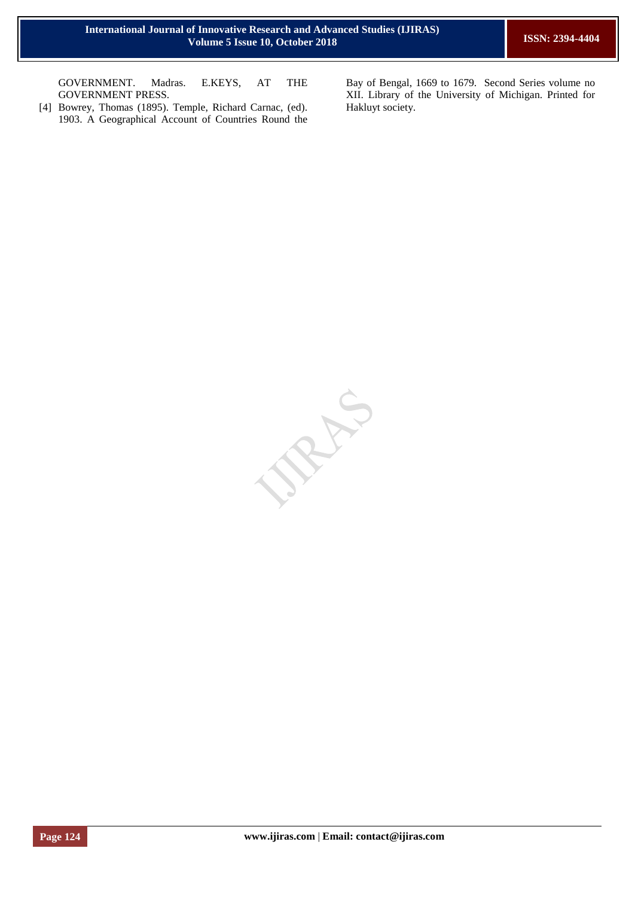GOVERNMENT. Madras. E.KEYS, AT THE GOVERNMENT PRESS.

[4] Bowrey, Thomas (1895). Temple, Richard Carnac, (ed). 1903. A Geographical Account of Countries Round the Bay of Bengal, 1669 to 1679. Second Series volume no XII. Library of the University of Michigan. Printed for Hakluyt society.